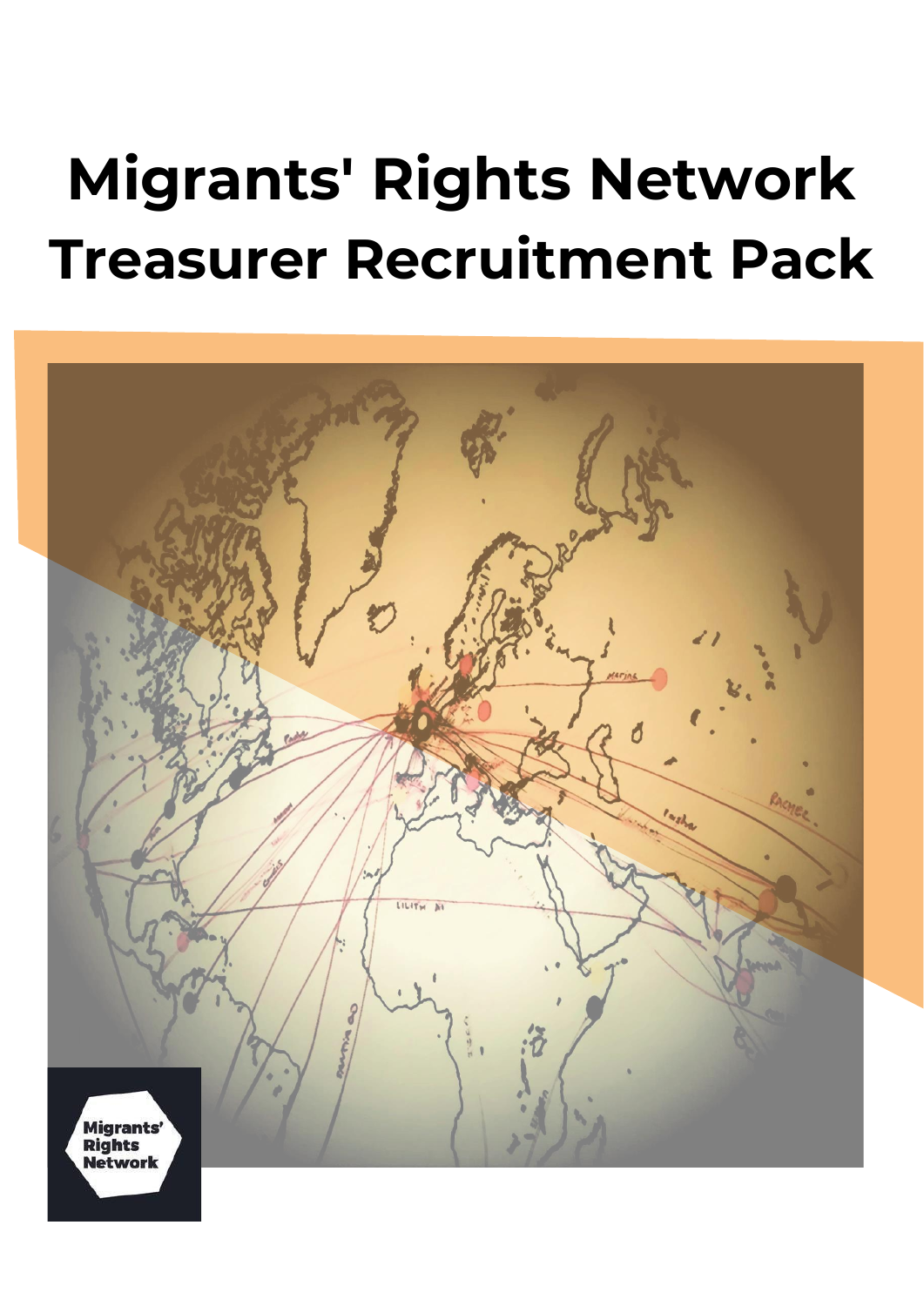# Migrants' Rights Network Treasurer Recruitment Pack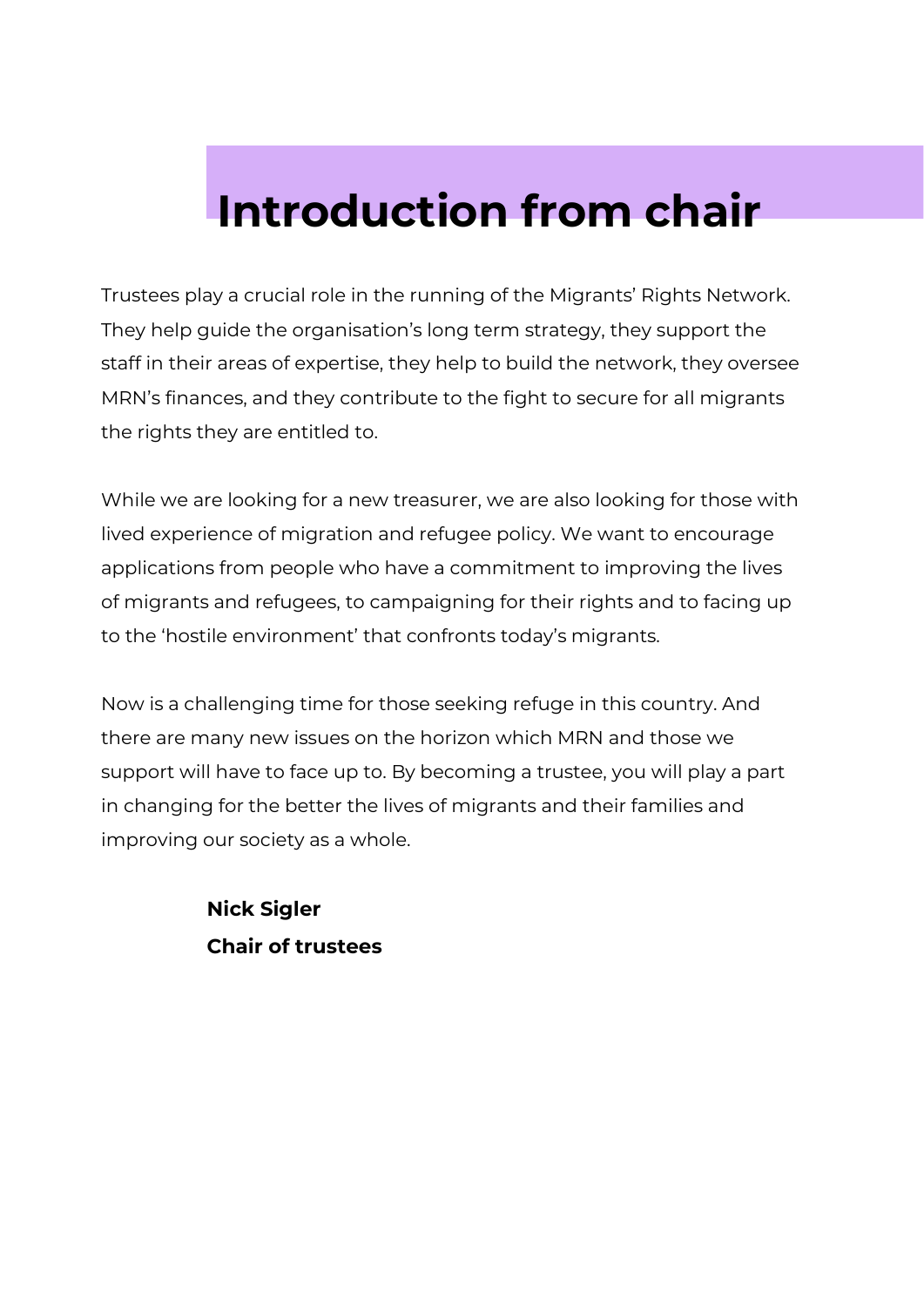# Introduction from chair

Trustees play a crucial role in the running of the Migrants' Rights Network. They help guide the organisation's long term strategy, they support the staff in their areas of expertise, they help to build the network, they oversee MRN's finances, and they contribute to the fight to secure for all migrants the rights they are entitled to.

While we are looking for a new treasurer, we are also looking for those with lived experience of migration and refugee policy. We want to encourage applications from people who have a commitment to improving the lives of migrants and refugees, to campaigning for their rights and to facing up to the 'hostile environment' that confronts today's migrants.

Now is a challenging time for those seeking refuge in this country. And there are many new issues on the horizon which MRN and those we support will have to face up to. By becoming a trustee, you will play a part in changing for the better the lives of migrants and their families and improving our society as a whole.

**Nick Sigler**
**Chair of trustees**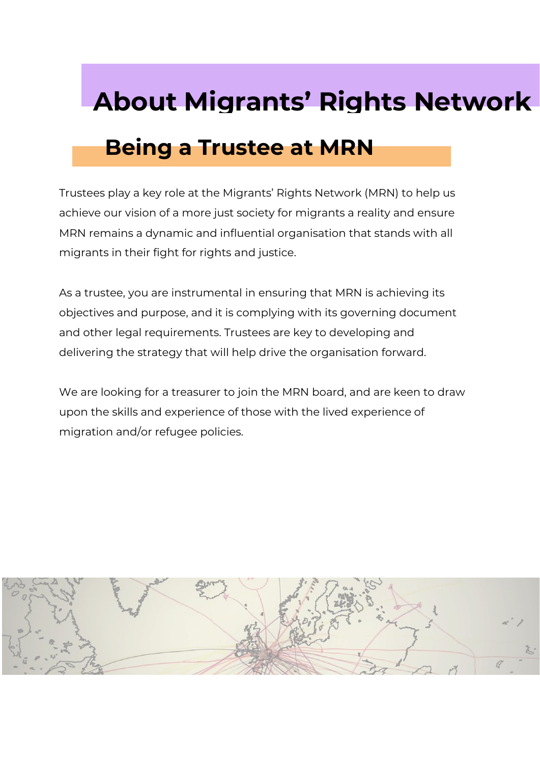# About Migrants' Rights Network

## Being a Trustee at MRN

Trustees play a key role at the Migrants' Rights Network (MRN) to help us achieve our vision of a more just society for migrants a reality and ensure MRN remains a dynamic and influential organisation that stands with all migrants in their fight for rights and justice.

As a trustee, you are instrumental in ensuring that MRN is achieving its objectives and purpose, and it is complying with its governing document and other legal requirements. Trustees are key to developing and delivering the strategy that will help drive the organisation forward.

We are looking for a treasurer to join the MRN board, and are keen to draw upon the skills and experience of those with the lived experience of migration and/or refugee policies.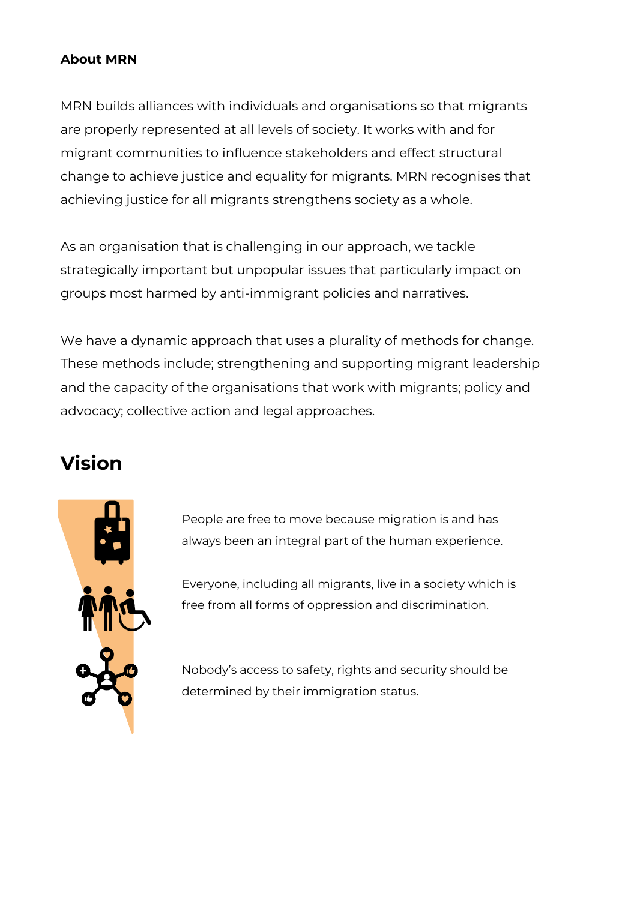**About MRN**

MRN builds alliances with individuals and organisations so that migrants are properly represented at all levels of society. It works with and for migrant communities to influence stakeholders and effect structural change to achieve justice and equality for migrants. MRN recognises that achieving justice for all migrants strengthens society as a whole.

As an organisation that is challenging in our approach, we tackle strategically important but unpopular issues that particularly impact on groups most harmed by anti-immigrant policies and narratives.

We have a dynamic approach that uses a plurality of methods for change. These methods include; strengthening and supporting migrant leadership and the capacity of the organisations that work with migrants; policy and advocacy; collective action and legal approaches.

# Vision

People are free to move because migration is and has always been an integral part of the human experience.

Everyone, including all migrants, live in a society which is free from all forms of oppression and discrimination.

Nobody's access to safety, rights and security should be determined by their immigration status.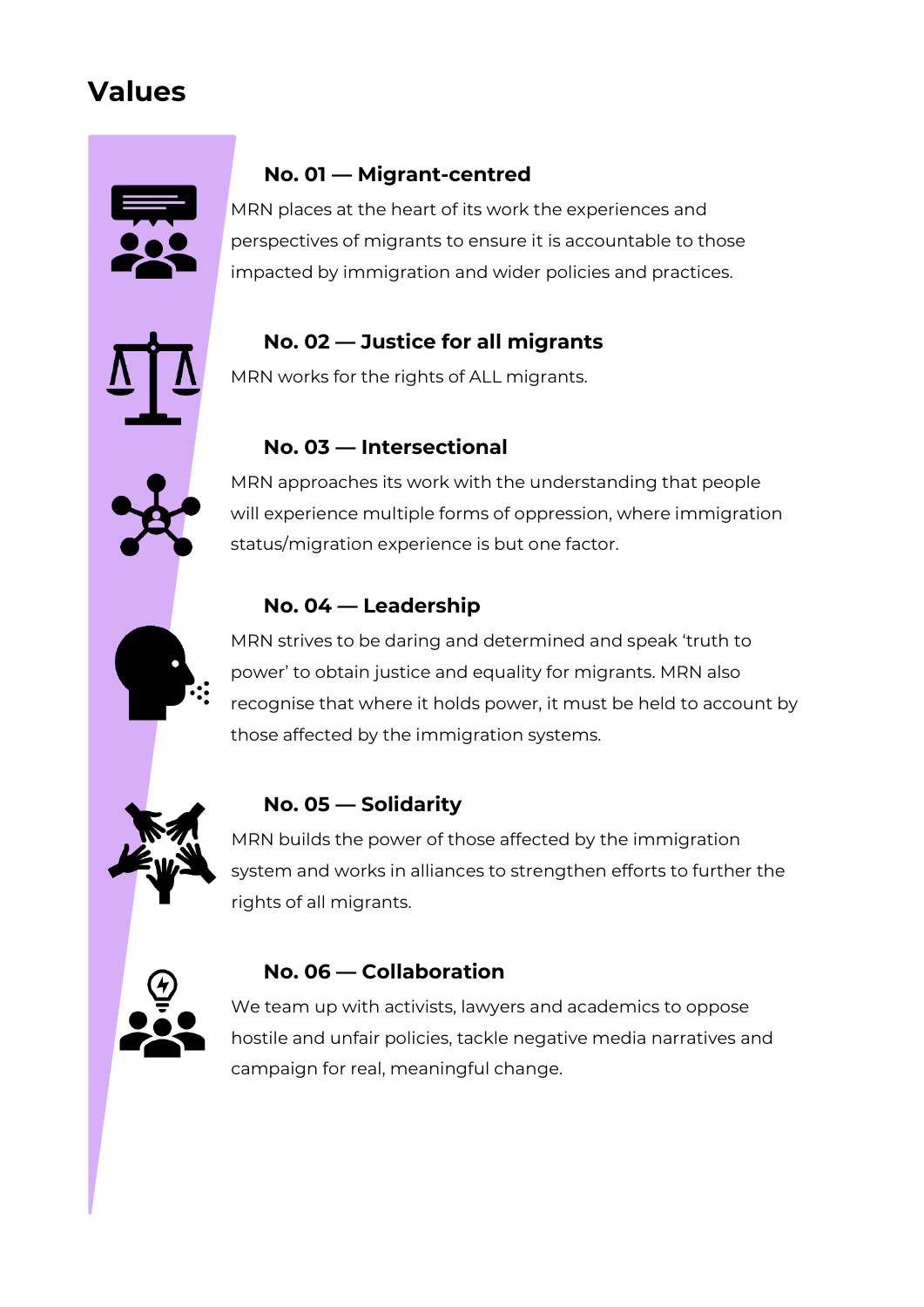## Values

### No. 01 — Migrant-centred

MRN places at the heart of its work the experiences and perspectives of migrants to ensure it is accountable to those impacted by immigration and wider policies and practices.

### No. 02 — Justice for all migrants

MRN works for the rights of ALL migrants.

### No. 03 — Intersectional

MRN approaches its work with the understanding that people will experience multiple forms of oppression, where immigration status/migration experience is but one factor.

### No. 04 — Leadership

MRN strives to be daring and determined and speak 'truth to power' to obtain justice and equality for migrants. MRN also recognise that where it holds power, it must be held to account by those affected by the immigration systems.

### No. 05 — Solidarity

MRN builds the power of those affected by the immigration system and works in alliances to strengthen efforts to further the rights of all migrants.

### No. 06 — Collaboration

We team up with activists, lawyers and academics to oppose hostile and unfair policies, tackle negative media narratives and campaign for real, meaningful change.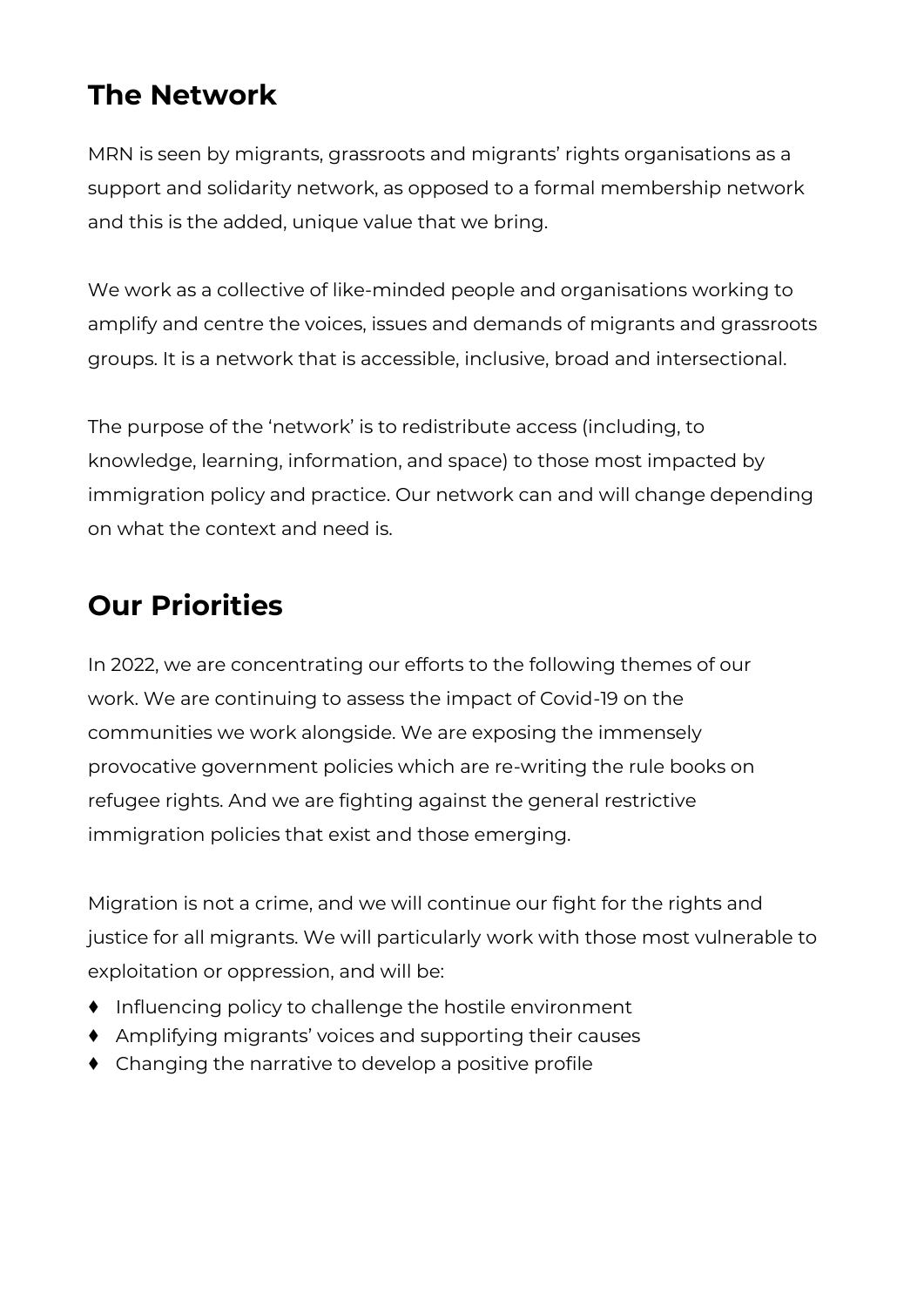## The Network

MRN is seen by migrants, grassroots and migrants' rights organisations as a support and solidarity network, as opposed to a formal membership network and this is the added, unique value that we bring.

We work as a collective of like-minded people and organisations working to amplify and centre the voices, issues and demands of migrants and grassroots groups. It is a network that is accessible, inclusive, broad and intersectional.

The purpose of the 'network' is to redistribute access (including, to knowledge, learning, information, and space) to those most impacted by immigration policy and practice. Our network can and will change depending on what the context and need is.

## Our Priorities

In 2022, we are concentrating our efforts to the following themes of our work. We are continuing to assess the impact of Covid-19 on the communities we work alongside. We are exposing the immensely provocative government policies which are re-writing the rule books on refugee rights. And we are fighting against the general restrictive immigration policies that exist and those emerging.

Migration is not a crime, and we will continue our fight for the rights and justice for all migrants. We will particularly work with those most vulnerable to exploitation or oppression, and will be:

- Influencing policy to challenge the hostile environment
- Amplifying migrants' voices and supporting their causes
- Changing the narrative to develop a positive profile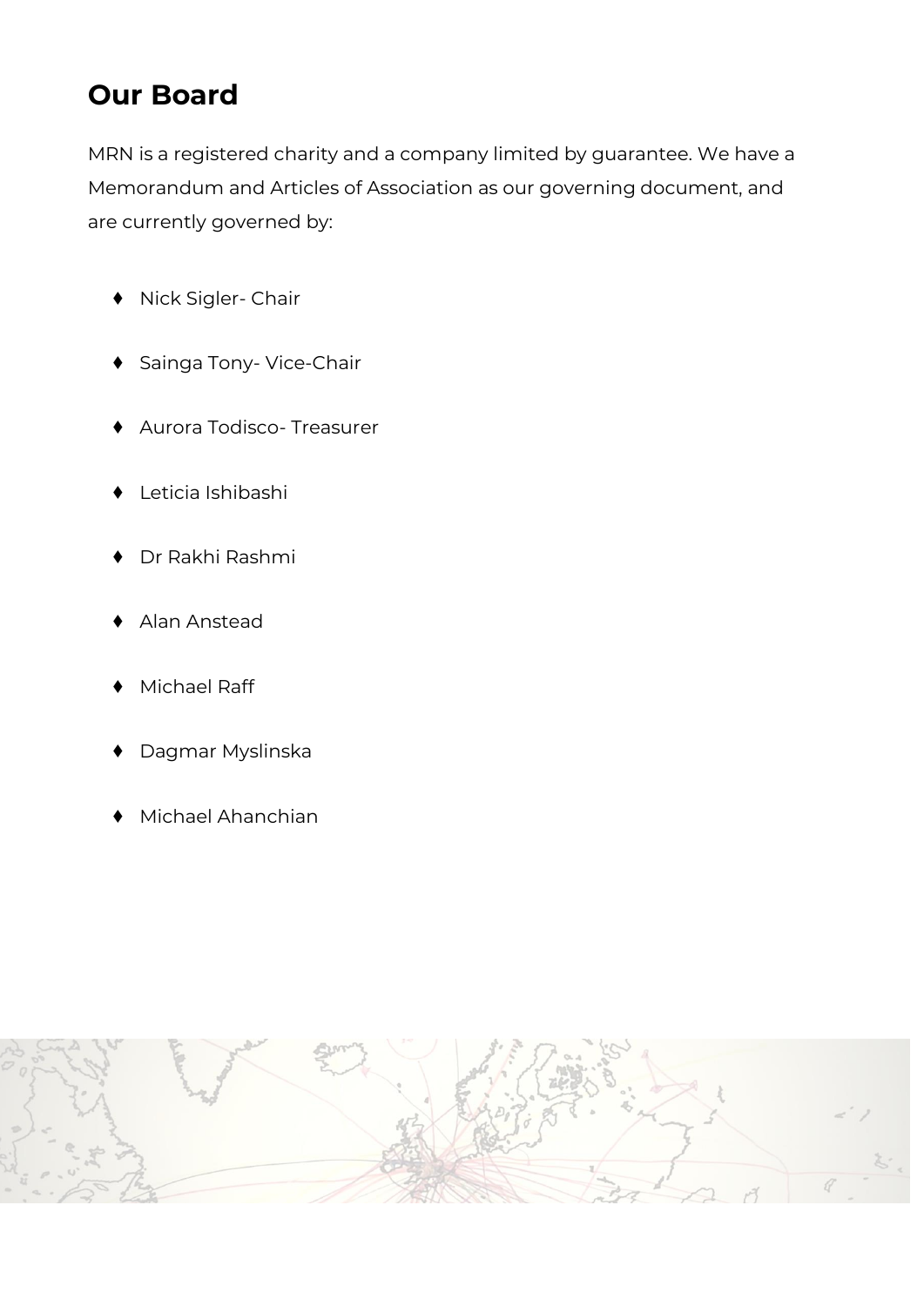## Our Board

MRN is a registered charity and a company limited by guarantee. We have a Memorandum and Articles of Association as our governing document, and are currently governed by:

- Nick Sigler- Chair
- Sainga Tony- Vice-Chair
- Aurora Todisco- Treasurer
- Leticia Ishibashi
- Dr Rakhi Rashmi
- Alan Anstead
- Michael Raff
- Dagmar Myslinska
- Michael Ahanchian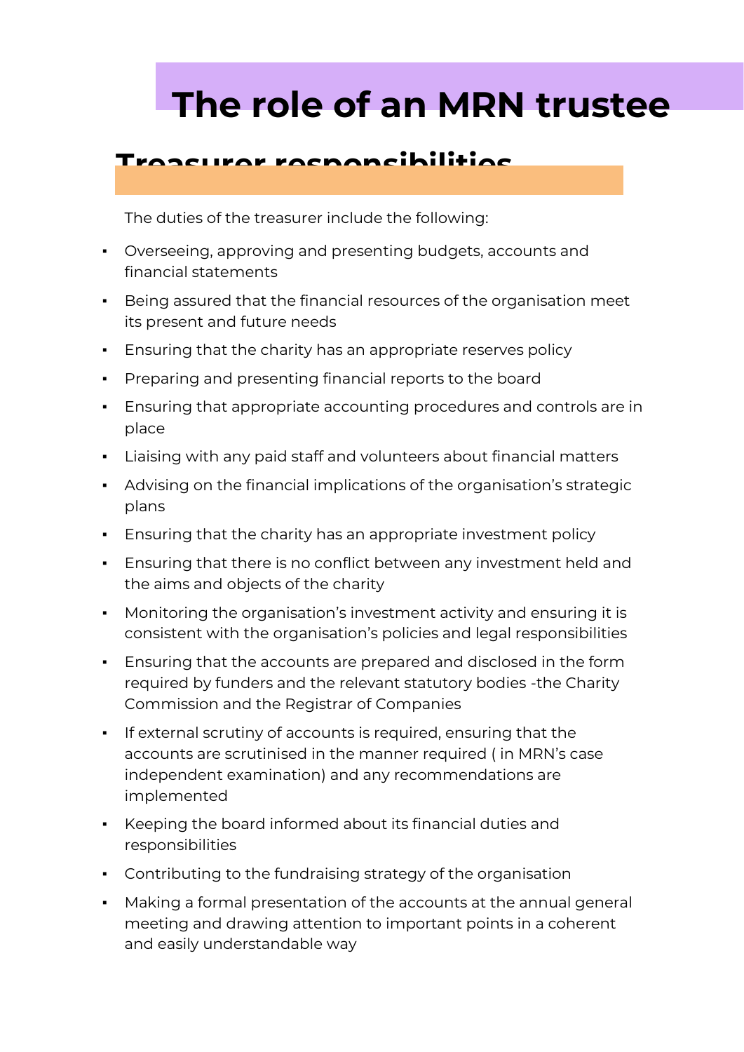# The role of an MRN trustee

## Treasurer responsibilities

The duties of the treasurer include the following:

- Overseeing, approving and presenting budgets, accounts and financial statements
- Being assured that the financial resources of the organisation meet its present and future needs
- Ensuring that the charity has an appropriate reserves policy
- Preparing and presenting financial reports to the board
- Ensuring that appropriate accounting procedures and controls are in place
- Liaising with any paid staff and volunteers about financial matters
- Advising on the financial implications of the organisation's strategic plans
- Ensuring that the charity has an appropriate investment policy
- Ensuring that there is no conflict between any investment held and the aims and objects of the charity
- Monitoring the organisation's investment activity and ensuring it is consistent with the organisation's policies and legal responsibilities
- Ensuring that the accounts are prepared and disclosed in the form required by funders and the relevant statutory bodies -the Charity Commission and the Registrar of Companies
- If external scrutiny of accounts is required, ensuring that the accounts are scrutinised in the manner required ( in MRN's case independent examination) and any recommendations are implemented
- Keeping the board informed about its financial duties and responsibilities
- Contributing to the fundraising strategy of the organisation
- Making a formal presentation of the accounts at the annual general meeting and drawing attention to important points in a coherent and easily understandable way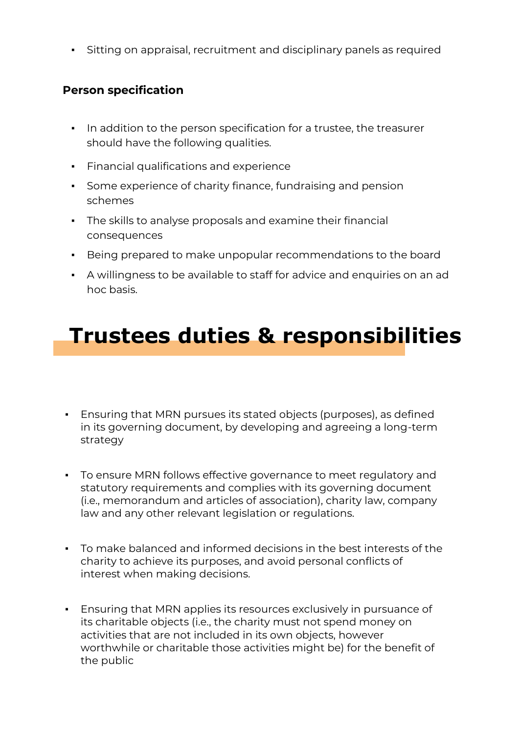- Sitting on appraisal, recruitment and disciplinary panels as required

### Person specification

- In addition to the person specification for a trustee, the treasurer should have the following qualities.
- Financial qualifications and experience
- Some experience of charity finance, fundraising and pension schemes
- The skills to analyse proposals and examine their financial consequences
- Being prepared to make unpopular recommendations to the board
- A willingness to be available to staff for advice and enquiries on an ad hoc basis.

# Trustees duties & responsibilities

- Ensuring that MRN pursues its stated objects (purposes), as defined in its governing document, by developing and agreeing a long-term strategy

- To ensure MRN follows effective governance to meet regulatory and statutory requirements and complies with its governing document (i.e., memorandum and articles of association), charity law, company law and any other relevant legislation or regulations.

- To make balanced and informed decisions in the best interests of the charity to achieve its purposes, and avoid personal conflicts of interest when making decisions.

- Ensuring that MRN applies its resources exclusively in pursuance of its charitable objects (i.e., the charity must not spend money on activities that are not included in its own objects, however worthwhile or charitable those activities might be) for the benefit of the public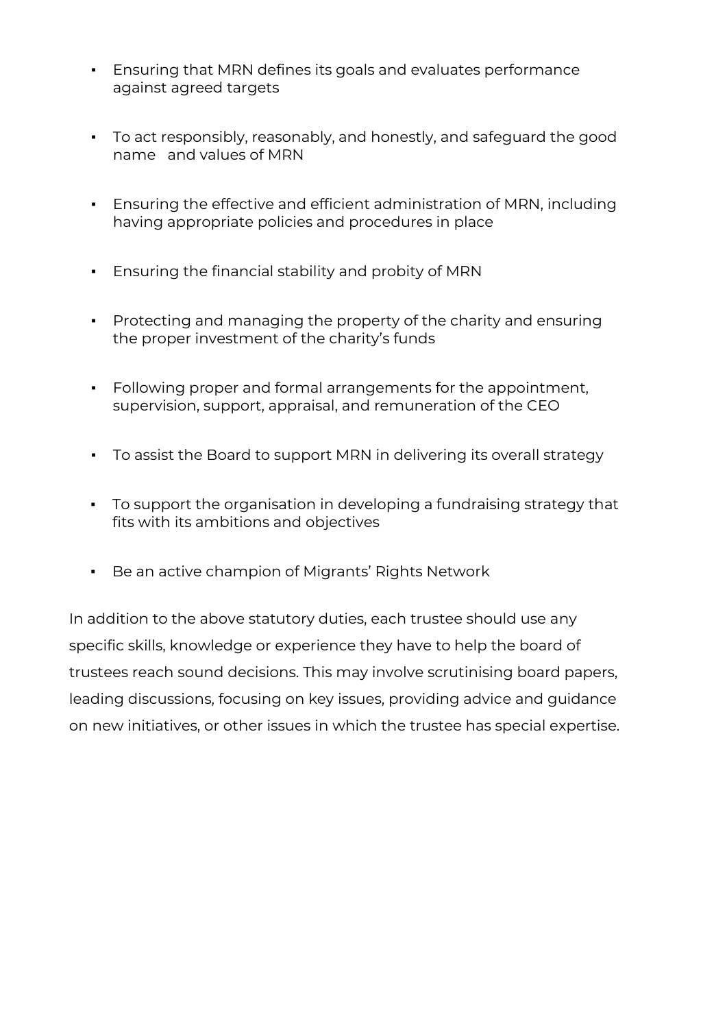- Ensuring that MRN defines its goals and evaluates performance against agreed targets

- To act responsibly, reasonably, and honestly, and safeguard the good name and values of MRN

- Ensuring the effective and efficient administration of MRN, including having appropriate policies and procedures in place

- Ensuring the financial stability and probity of MRN

- Protecting and managing the property of the charity and ensuring the proper investment of the charity's funds

- Following proper and formal arrangements for the appointment, supervision, support, appraisal, and remuneration of the CEO

- To assist the Board to support MRN in delivering its overall strategy

- To support the organisation in developing a fundraising strategy that fits with its ambitions and objectives

- Be an active champion of Migrants' Rights Network

In addition to the above statutory duties, each trustee should use any specific skills, knowledge or experience they have to help the board of trustees reach sound decisions. This may involve scrutinising board papers, leading discussions, focusing on key issues, providing advice and guidance on new initiatives, or other issues in which the trustee has special expertise.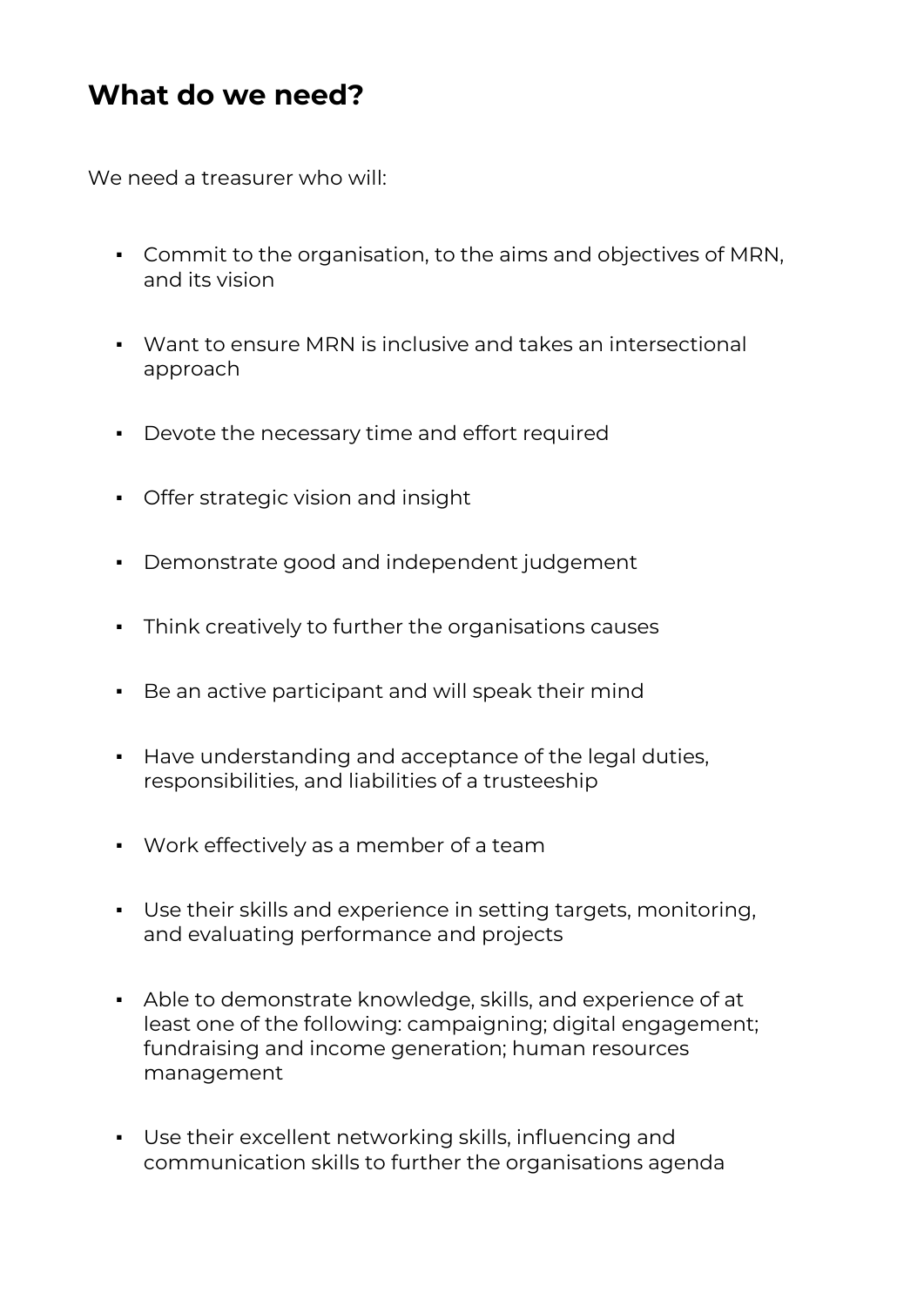## What do we need?

We need a treasurer who will:

- Commit to the organisation, to the aims and objectives of MRN, and its vision
- Want to ensure MRN is inclusive and takes an intersectional approach
- Devote the necessary time and effort required
- Offer strategic vision and insight
- Demonstrate good and independent judgement
- Think creatively to further the organisations causes
- Be an active participant and will speak their mind
- Have understanding and acceptance of the legal duties, responsibilities, and liabilities of a trusteeship
- Work effectively as a member of a team
- Use their skills and experience in setting targets, monitoring, and evaluating performance and projects
- Able to demonstrate knowledge, skills, and experience of at least one of the following: campaigning; digital engagement; fundraising and income generation; human resources management
- Use their excellent networking skills, influencing and communication skills to further the organisations agenda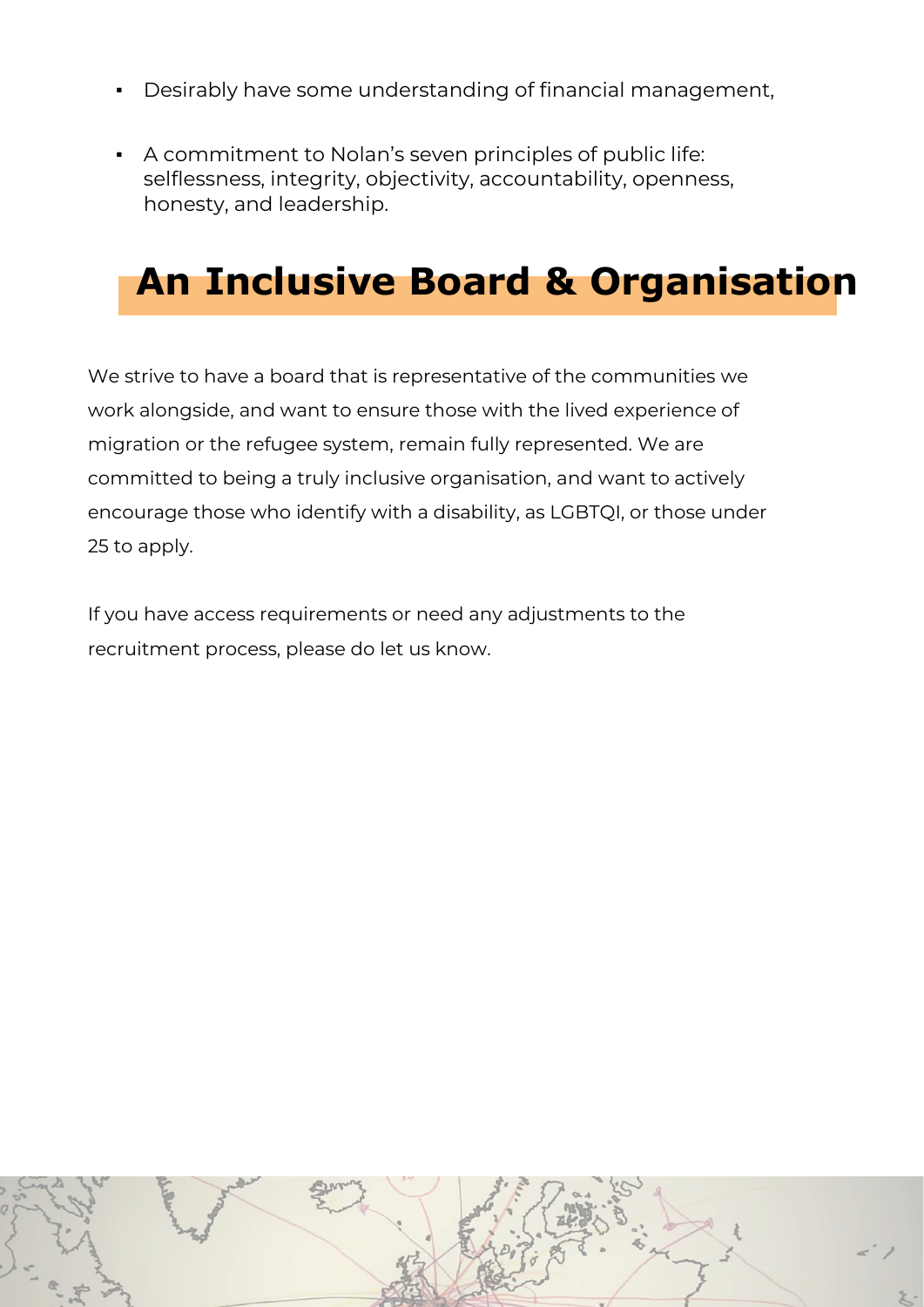- Desirably have some understanding of financial management,

- A commitment to Nolan's seven principles of public life: selflessness, integrity, objectivity, accountability, openness, honesty, and leadership.

## An Inclusive Board & Organisation

We strive to have a board that is representative of the communities we work alongside, and want to ensure those with the lived experience of migration or the refugee system, remain fully represented. We are committed to being a truly inclusive organisation, and want to actively encourage those who identify with a disability, as LGBTQI, or those under 25 to apply.

If you have access requirements or need any adjustments to the recruitment process, please do let us know.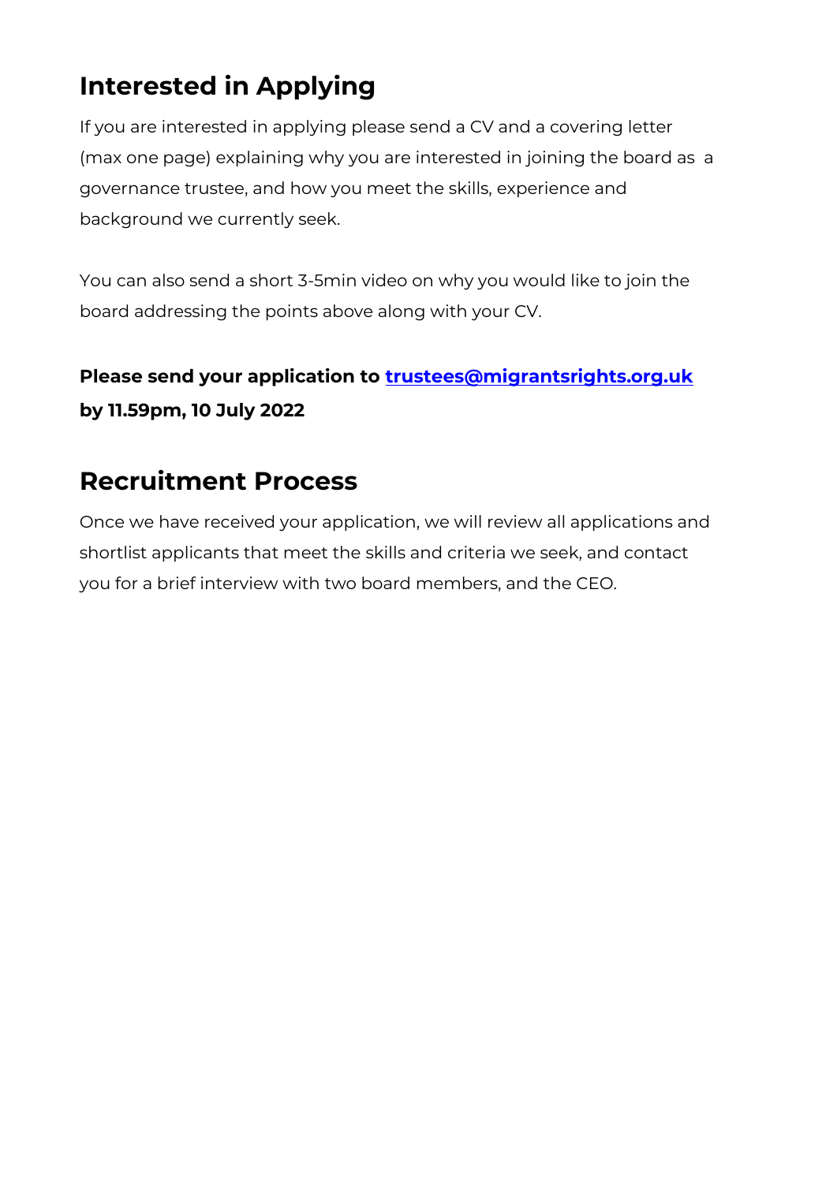## Interested in Applying

If you are interested in applying please send a CV and a covering letter (max one page) explaining why you are interested in joining the board as a governance trustee, and how you meet the skills, experience and background we currently seek.

You can also send a short 3-5min video on why you would like to join the board addressing the points above along with your CV.

**Please send your application to [trustees@migrantsrights.org.uk](mailto:trustees@migrantsrights.org.uk) by 11.59pm, 10 July 2022**

## Recruitment Process

Once we have received your application, we will review all applications and shortlist applicants that meet the skills and criteria we seek, and contact you for a brief interview with two board members, and the CEO.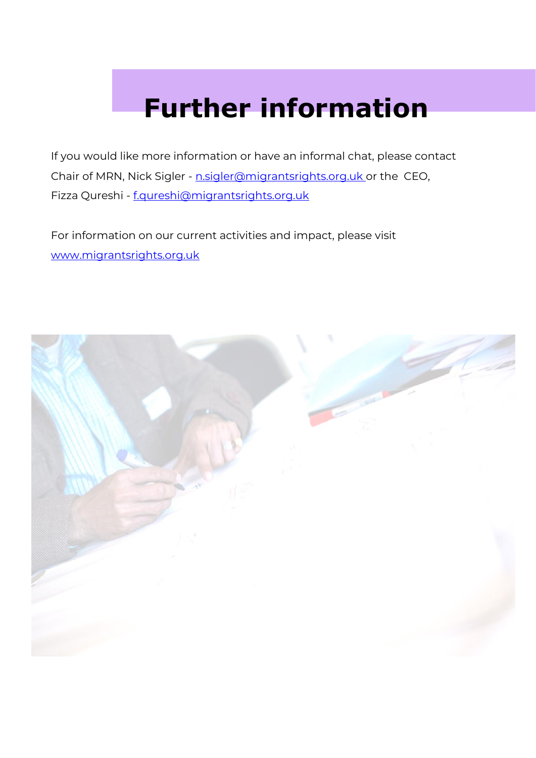# Further information

If you would like more information or have an informal chat, please contact Chair of MRN, Nick Sigler - n.sigler@migrantsrights.org.uk or the CEO, Fizza Qureshi - f.qureshi@migrantsrights.org.uk

For information on our current activities and impact, please visit www.migrantsrights.org.uk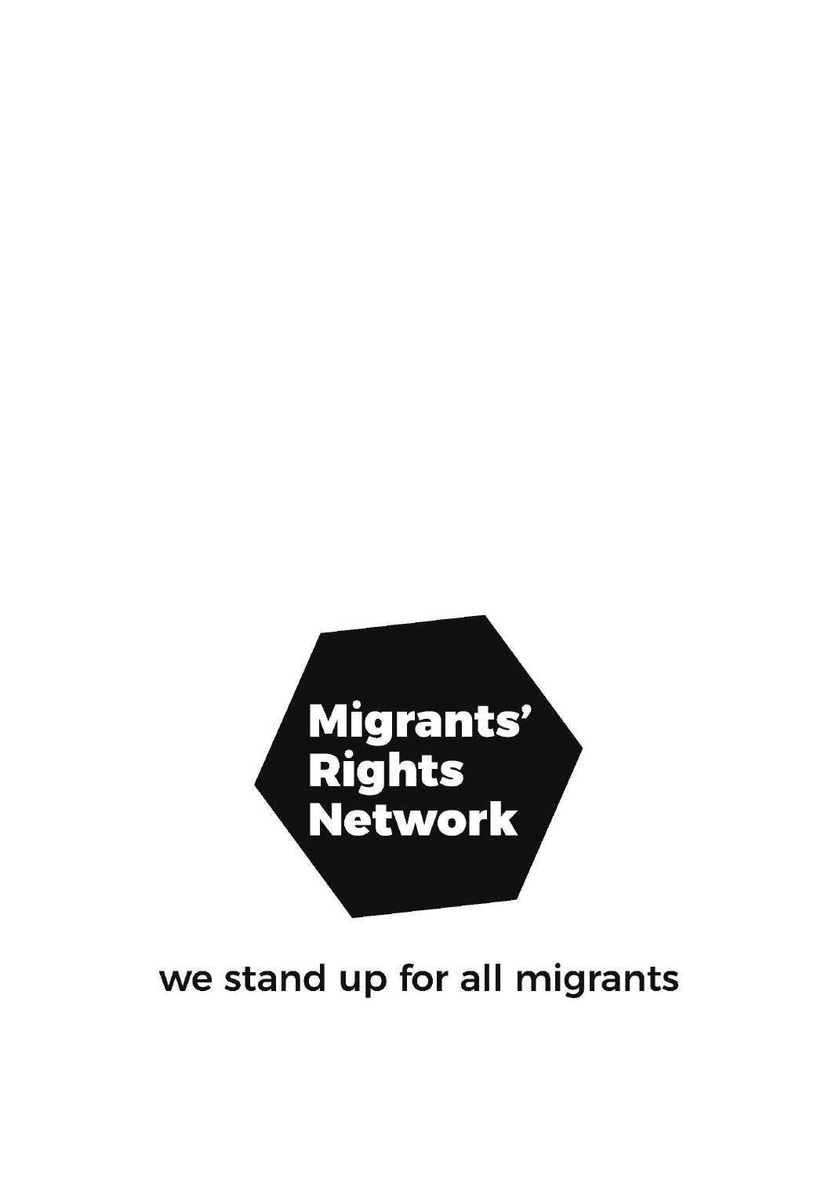Migrants' Rights Network

we stand up for all migrants